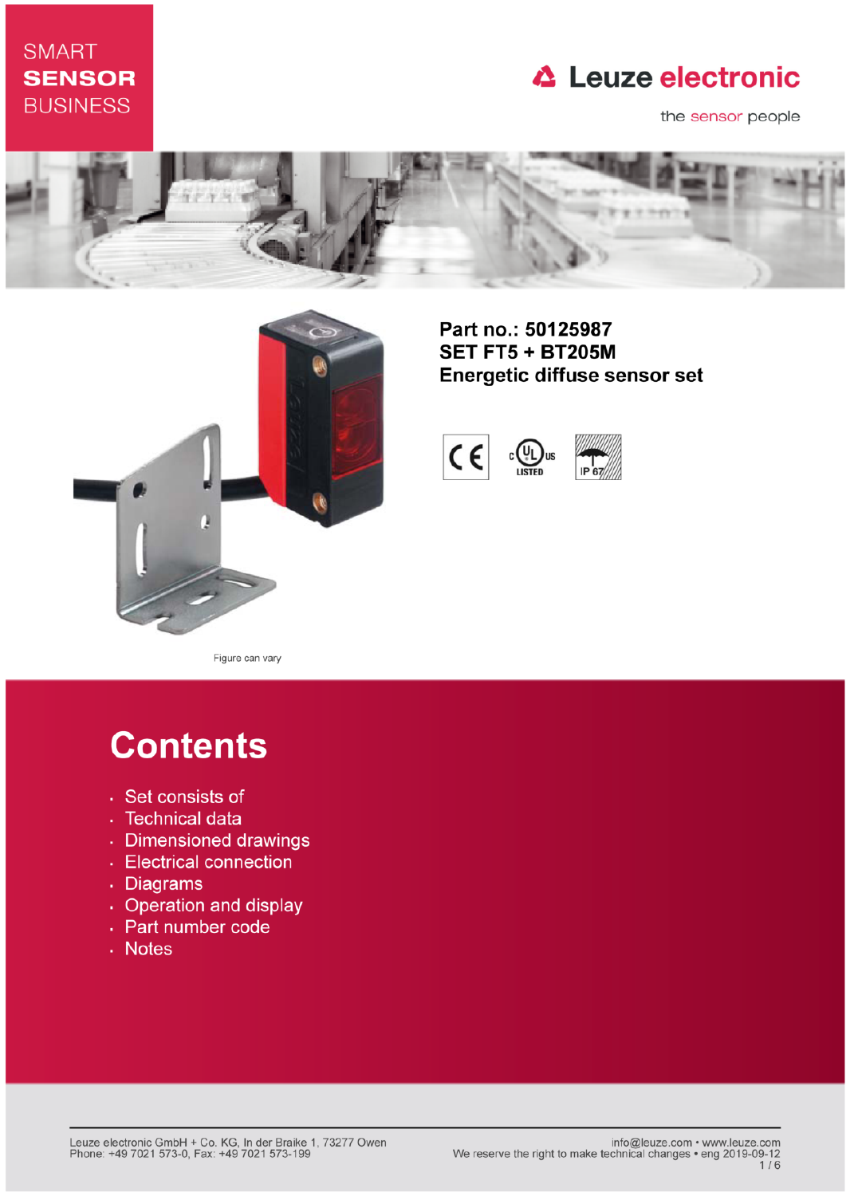SMART
**SENSOR**
BUSINESS

Leuze electronic

the sensor people

Figure can vary

**Part no.: 50125987**
**SET FT5 + BT205M**
**Energetic diffuse sensor set**

# Contents

- Set consists of
- Technical data
- Dimensioned drawings
- Electrical connection
- Diagrams
- Operation and display
- Part number code
- Notes

Leuze electronic GmbH + Co. KG, In der Braike 1, 73277 Owen
Phone: +49 7021 573-0, Fax: +49 7021 573-199

info@leuze.com • www.leuze.com
We reserve the right to make technical changes • eng 2019-09-12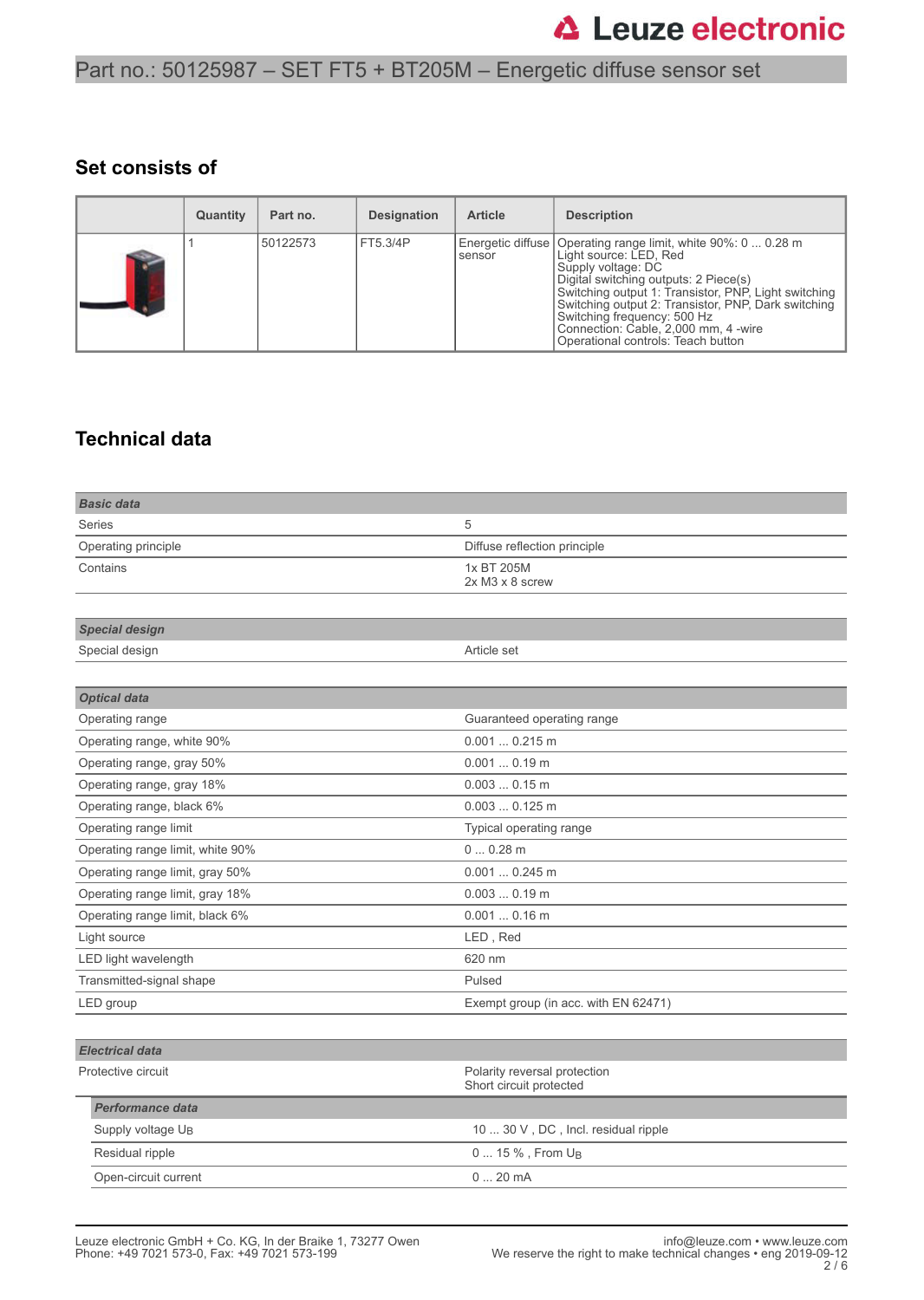Part no.: 50125987 – SET FT5 + BT205M – Energetic diffuse sensor set

## Set consists of

| | Quantity | Part no. | Designation | Article | Description |
|---|---|---|---|---|---|
| | 1 | 50122573 | FT5.3/4P | Energetic diffuse sensor | Operating range limit, white 90%: 0 ... 0.28 m<br>Light source: LED, Red<br>Supply voltage: DC<br>Digital switching outputs: 2 Piece(s)<br>Switching output 1: Transistor, PNP, Light switching<br>Switching output 2: Transistor, PNP, Dark switching<br>Switching frequency: 500 Hz<br>Connection: Cable, 2,000 mm, 4 -wire<br>Operational controls: Teach button |

## Technical data

| ***Basic data*** | |
|---|---|
| Series | 5 |
| Operating principle | Diffuse reflection principle |
| Contains | 1x BT 205M<br>2x M3 x 8 screw |

| ***Special design*** | |
|---|---|
| Special design | Article set |

| ***Optical data*** | |
|---|---|
| Operating range | Guaranteed operating range |
| Operating range, white 90% | 0.001 ... 0.215 m |
| Operating range, gray 50% | 0.001 ... 0.19 m |
| Operating range, gray 18% | 0.003 ... 0.15 m |
| Operating range, black 6% | 0.003 ... 0.125 m |
| Operating range limit | Typical operating range |
| Operating range limit, white 90% | 0 ... 0.28 m |
| Operating range limit, gray 50% | 0.001 ... 0.245 m |
| Operating range limit, gray 18% | 0.003 ... 0.19 m |
| Operating range limit, black 6% | 0.001 ... 0.16 m |
| Light source | LED , Red |
| LED light wavelength | 620 nm |
| Transmitted-signal shape | Pulsed |
| LED group | Exempt group (in acc. with EN 62471) |

| ***Electrical data*** | |
|---|---|
| Protective circuit | Polarity reversal protection<br>Short circuit protected |

| ***Performance data*** | |
|---|---|
| Supply voltage $U_B$ | 10 ... 30 V , DC , Incl. residual ripple |
| Residual ripple | 0 ... 15 % , From $U_B$ |
| Open-circuit current | 0 ... 20 mA |

Leuze electronic GmbH + Co. KG, In der Braike 1, 73277 Owen
Phone: +49 7021 573-0, Fax: +49 7021 573-199

info@leuze.com • www.leuze.com
We reserve the right to make technical changes • eng 2019-09-12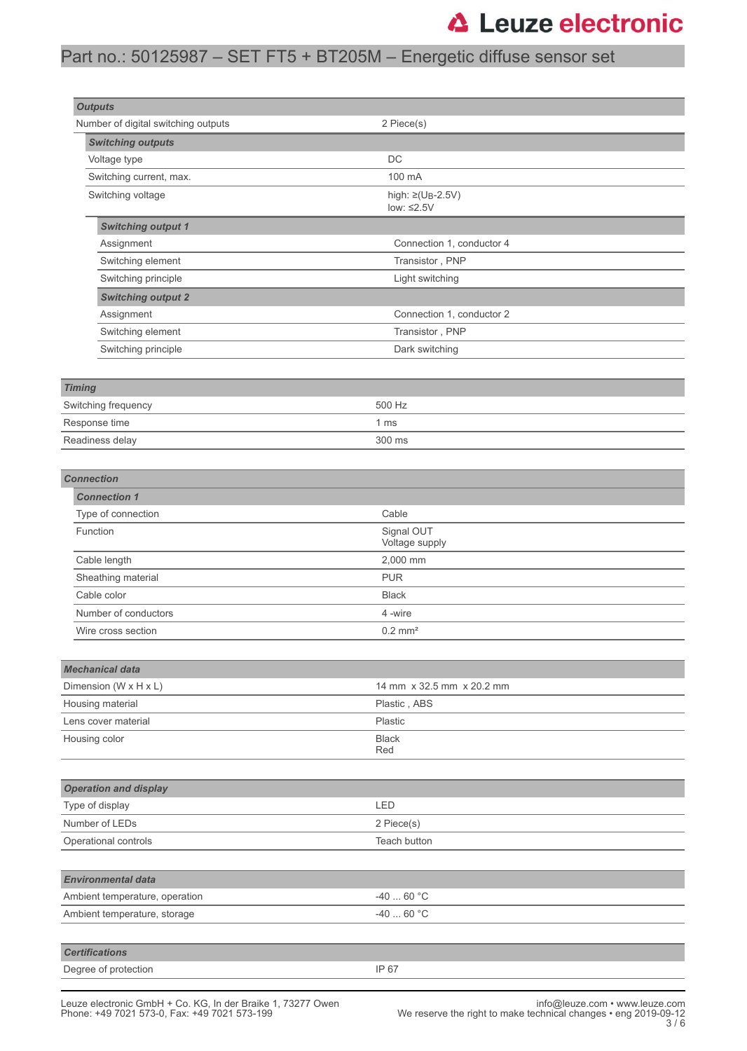## Outputs

| Outputs | |
|---|---|
| Number of digital switching outputs | 2 Piece(s) |

### Switching outputs

| Switching outputs | |
|---|---|
| Voltage type | DC |
| Switching current, max. | 100 mA |
| Switching voltage | high: ≥($U_B$-2.5V)<br>low: ≤2.5V |

#### Switching output 1

| Switching output 1 | |
|---|---|
| Assignment | Connection 1, conductor 4 |
| Switching element | Transistor , PNP |
| Switching principle | Light switching |

#### Switching output 2

| Switching output 2 | |
|---|---|
| Assignment | Connection 1, conductor 2 |
| Switching element | Transistor , PNP |
| Switching principle | Dark switching |

## Timing

| Timing | |
|---|---|
| Switching frequency | 500 Hz |
| Response time | 1 ms |
| Readiness delay | 300 ms |

## Connection

### Connection 1

| Connection 1 | |
|---|---|
| Type of connection | Cable |
| Function | Signal OUT<br>Voltage supply |
| Cable length | 2,000 mm |
| Sheathing material | PUR |
| Cable color | Black |
| Number of conductors | 4 -wire |
| Wire cross section | 0.2 mm² |

## Mechanical data

| Mechanical data | |
|---|---|
| Dimension (W x H x L) | 14 mm x 32.5 mm x 20.2 mm |
| Housing material | Plastic , ABS |
| Lens cover material | Plastic |
| Housing color | Black<br>Red |

## Operation and display

| Operation and display | |
|---|---|
| Type of display | LED |
| Number of LEDs | 2 Piece(s) |
| Operational controls | Teach button |

## Environmental data

| Environmental data | |
|---|---|
| Ambient temperature, operation | -40 ... 60 °C |
| Ambient temperature, storage | -40 ... 60 °C |

## Certifications

| Certifications | |
|---|---|
| Degree of protection | IP 67 |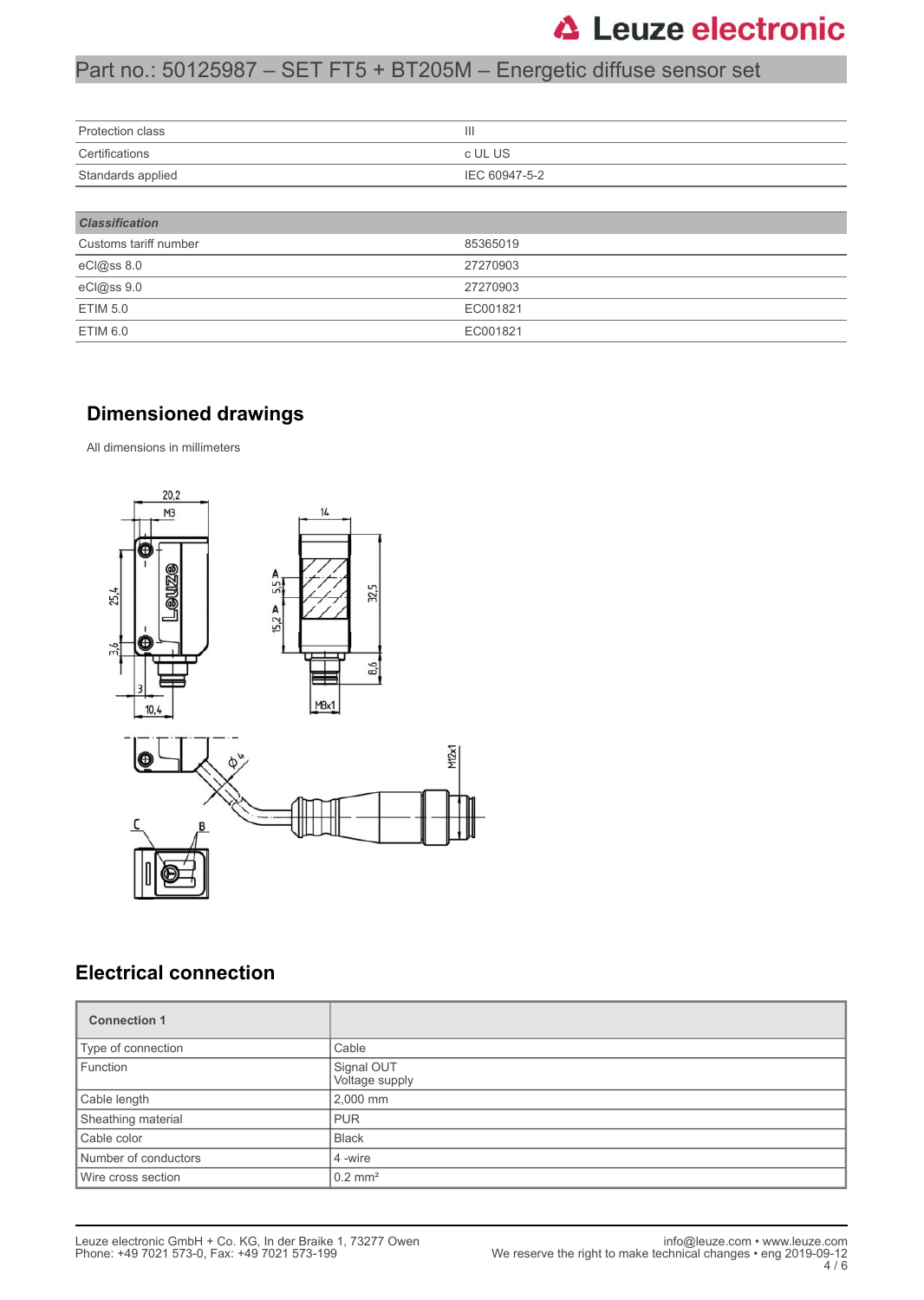| | |
|---|---|
| Protection class | III |
| Certifications | c UL US |
| Standards applied | IEC 60947-5-2 |

| ***Classification*** | |
|---|---|
| Customs tariff number | 85365019 |
| eCl@ss 8.0 | 27270903 |
| eCl@ss 9.0 | 27270903 |
| ETIM 5.0 | EC001821 |
| ETIM 6.0 | EC001821 |

## Dimensioned drawings

All dimensions in millimeters

## Electrical connection

| **Connection 1** | |
|---|---|
| Type of connection | Cable |
| Function | Signal OUT<br>Voltage supply |
| Cable length | 2,000 mm |
| Sheathing material | PUR |
| Cable color | Black |
| Number of conductors | 4 -wire |
| Wire cross section | 0.2 mm² |

Leuze electronic GmbH + Co. KG, In der Braike 1, 73277 Owen
Phone: +49 7021 573-0, Fax: +49 7021 573-199

info@leuze.com • www.leuze.com
We reserve the right to make technical changes • eng 2019-09-12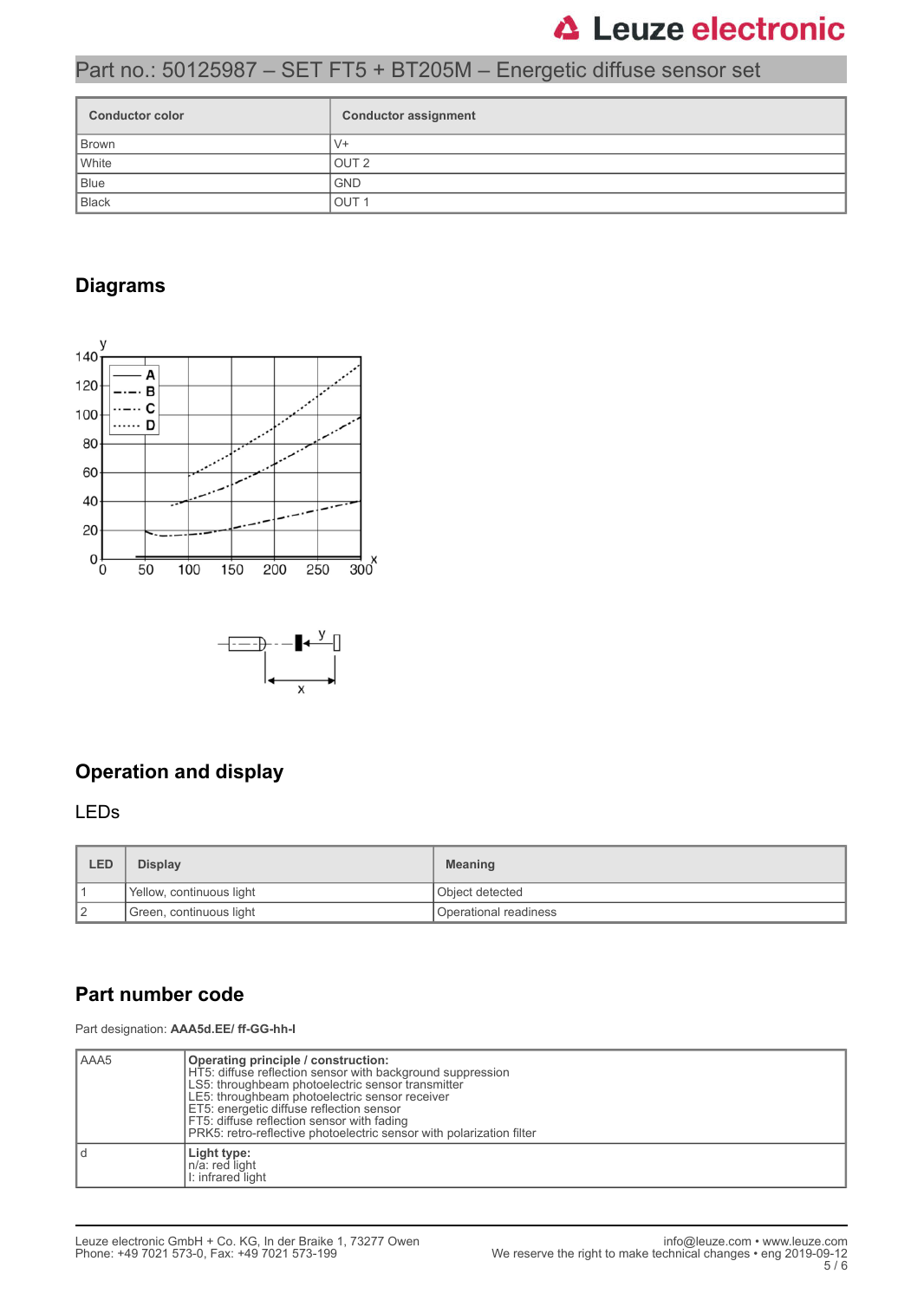| Conductor color | Conductor assignment |
|---|---|
| Brown | V+ |
| White | OUT 2 |
| Blue | GND |
| Black | OUT 1 |

## Diagrams

## Operation and display

### LEDs

| LED | Display | Meaning |
|---|---|---|
| 1 | Yellow, continuous light | Object detected |
| 2 | Green, continuous light | Operational readiness |

## Part number code

Part designation: **AAA5d.EE/ ff-GG-hh-I**

| | |
|---|---|
| AAA5 | **Operating principle / construction:**<br>HT5: diffuse reflection sensor with background suppression<br>LS5: throughbeam photoelectric sensor transmitter<br>LE5: throughbeam photoelectric sensor receiver<br>ET5: energetic diffuse reflection sensor<br>FT5: diffuse reflection sensor with fading<br>PRK5: retro-reflective photoelectric sensor with polarization filter |
| d | **Light type:**<br>n/a: red light<br>I: infrared light |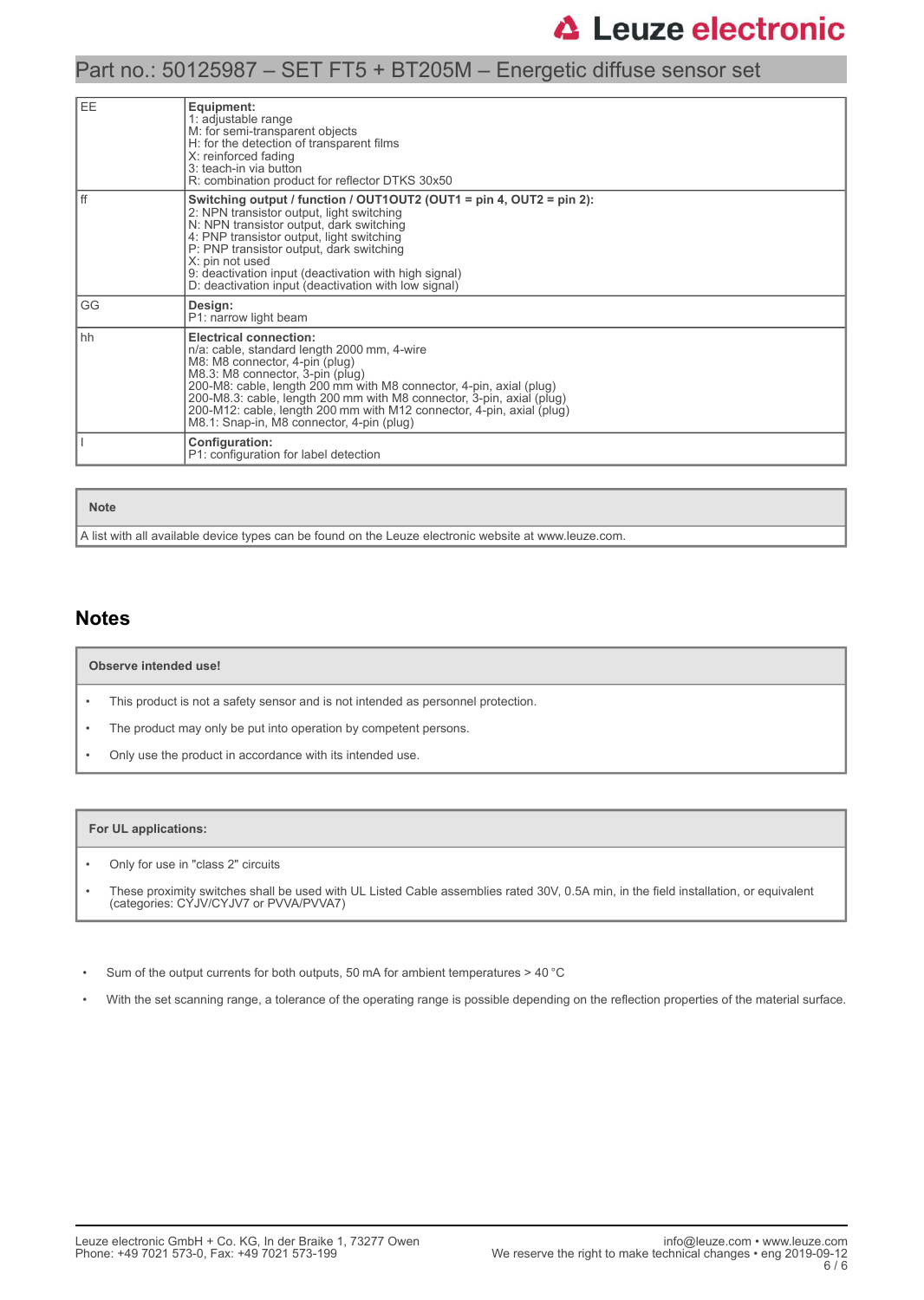| | |
|---|---|
| EE | **Equipment:**<br>1: adjustable range<br>M: for semi-transparent objects<br>H: for the detection of transparent films<br>X: reinforced fading<br>3: teach-in via button<br>R: combination product for reflector DTKS 30x50 |
| ff | **Switching output / function / OUT1OUT2 (OUT1 = pin 4, OUT2 = pin 2):**<br>2: NPN transistor output, light switching<br>N: NPN transistor output, dark switching<br>4: PNP transistor output, light switching<br>P: PNP transistor output, dark switching<br>X: pin not used<br>9: deactivation input (deactivation with high signal)<br>D: deactivation input (deactivation with low signal) |
| GG | **Design:**<br>P1: narrow light beam |
| hh | **Electrical connection:**<br>n/a: cable, standard length 2000 mm, 4-wire<br>M8: M8 connector, 4-pin (plug)<br>M8.3: M8 connector, 3-pin (plug)<br>200-M8: cable, length 200 mm with M8 connector, 4-pin, axial (plug)<br>200-M8.3: cable, length 200 mm with M8 connector, 3-pin, axial (plug)<br>200-M12: cable, length 200 mm with M12 connector, 4-pin, axial (plug)<br>M8.1: Snap-in, M8 connector, 4-pin (plug) |
| I | **Configuration:**<br>P1: configuration for label detection |

**Note**

A list with all available device types can be found on the Leuze electronic website at www.leuze.com.

## Notes

**Observe intended use!**

- This product is not a safety sensor and is not intended as personnel protection.
- The product may only be put into operation by competent persons.
- Only use the product in accordance with its intended use.

**For UL applications:**

- Only for use in "class 2" circuits
- These proximity switches shall be used with UL Listed Cable assemblies rated 30V, 0.5A min, in the field installation, or equivalent (categories: CYJV/CYJV7 or PVVA/PVVA7)

- Sum of the output currents for both outputs, 50 mA for ambient temperatures > 40 °C
- With the set scanning range, a tolerance of the operating range is possible depending on the reflection properties of the material surface.